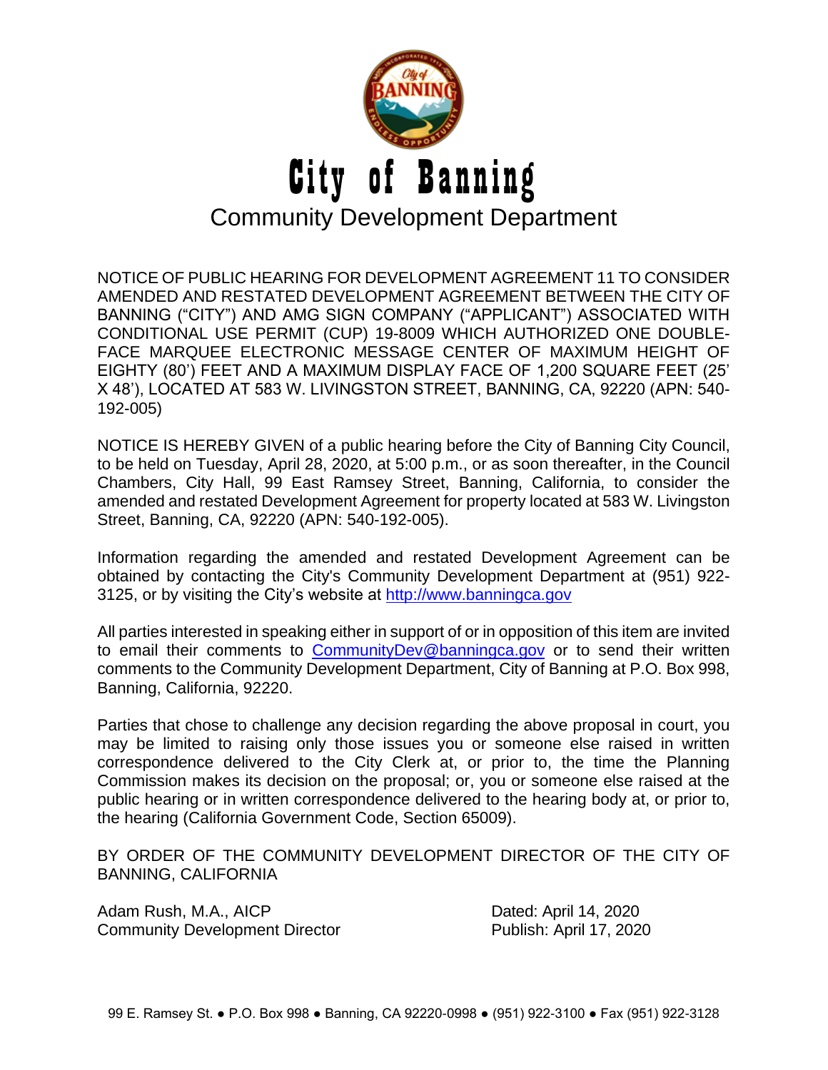# City of Banning

## Community Development Department

NOTICE OF PUBLIC HEARING FOR DEVELOPMENT AGREEMENT 11 TO CONSIDER AMENDED AND RESTATED DEVELOPMENT AGREEMENT BETWEEN THE CITY OF BANNING ("CITY") AND AMG SIGN COMPANY ("APPLICANT") ASSOCIATED WITH CONDITIONAL USE PERMIT (CUP) 19-8009 WHICH AUTHORIZED ONE DOUBLE-FACE MARQUEE ELECTRONIC MESSAGE CENTER OF MAXIMUM HEIGHT OF EIGHTY (80') FEET AND A MAXIMUM DISPLAY FACE OF 1,200 SQUARE FEET (25' X 48'), LOCATED AT 583 W. LIVINGSTON STREET, BANNING, CA, 92220 (APN: 540-192-005)

NOTICE IS HEREBY GIVEN of a public hearing before the City of Banning City Council, to be held on Tuesday, April 28, 2020, at 5:00 p.m., or as soon thereafter, in the Council Chambers, City Hall, 99 East Ramsey Street, Banning, California, to consider the amended and restated Development Agreement for property located at 583 W. Livingston Street, Banning, CA, 92220 (APN: 540-192-005).

Information regarding the amended and restated Development Agreement can be obtained by contacting the City's Community Development Department at (951) 922-3125, or by visiting the City's website at [http://www.banningca.gov](http://www.banningca.gov)

All parties interested in speaking either in support of or in opposition of this item are invited to email their comments to [CommunityDev@banningca.gov](mailto:CommunityDev@banningca.gov) or to send their written comments to the Community Development Department, City of Banning at P.O. Box 998, Banning, California, 92220.

Parties that chose to challenge any decision regarding the above proposal in court, you may be limited to raising only those issues you or someone else raised in written correspondence delivered to the City Clerk at, or prior to, the time the Planning Commission makes its decision on the proposal; or, you or someone else raised at the public hearing or in written correspondence delivered to the hearing body at, or prior to, the hearing (California Government Code, Section 65009).

BY ORDER OF THE COMMUNITY DEVELOPMENT DIRECTOR OF THE CITY OF BANNING, CALIFORNIA

Adam Rush, M.A., AICP
Community Development Director

Dated: April 14, 2020
Publish: April 17, 2020

99 E. Ramsey St. ● P.O. Box 998 ● Banning, CA 92220-0998 ● (951) 922-3100 ● Fax (951) 922-3128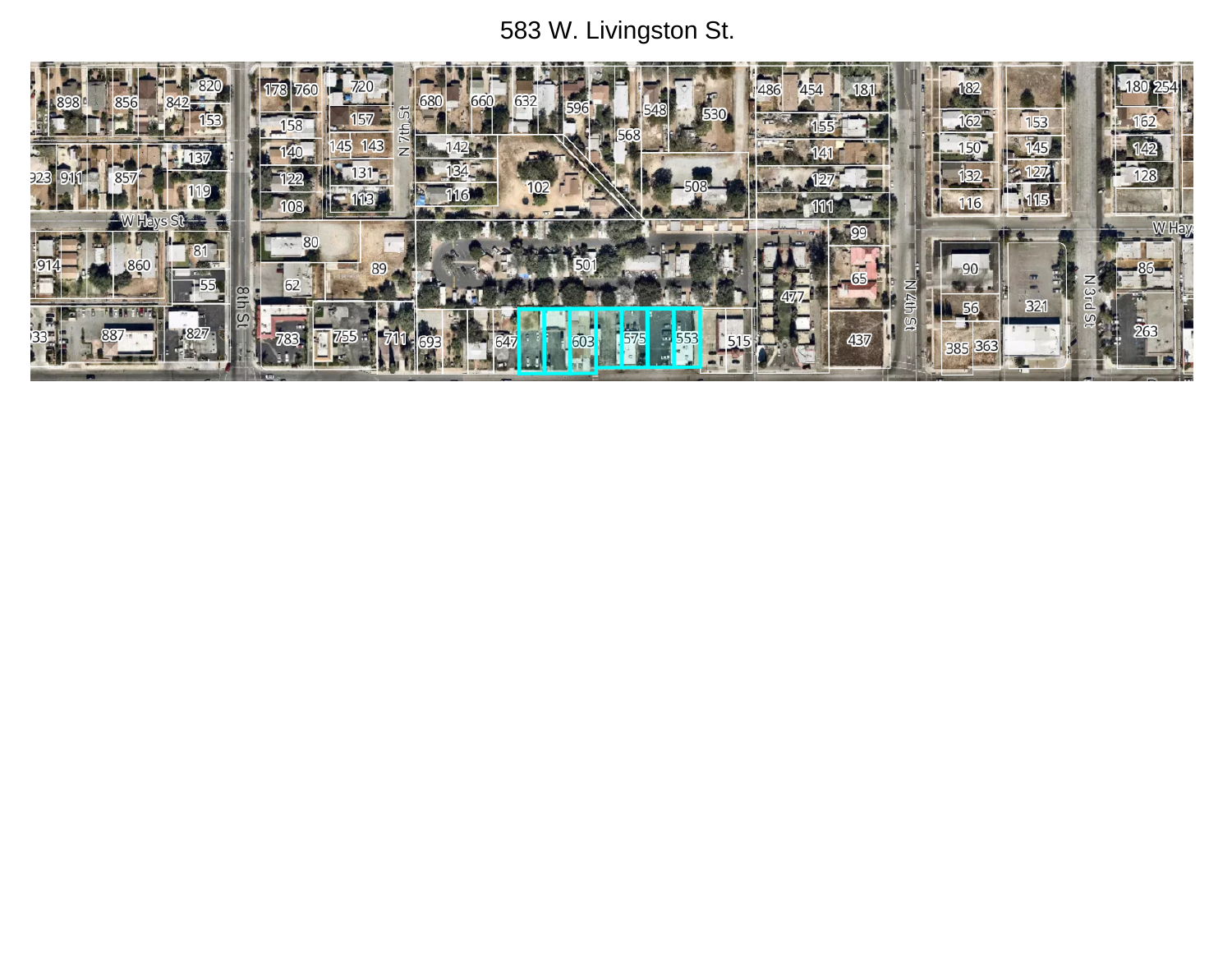583 W. Livingston St.